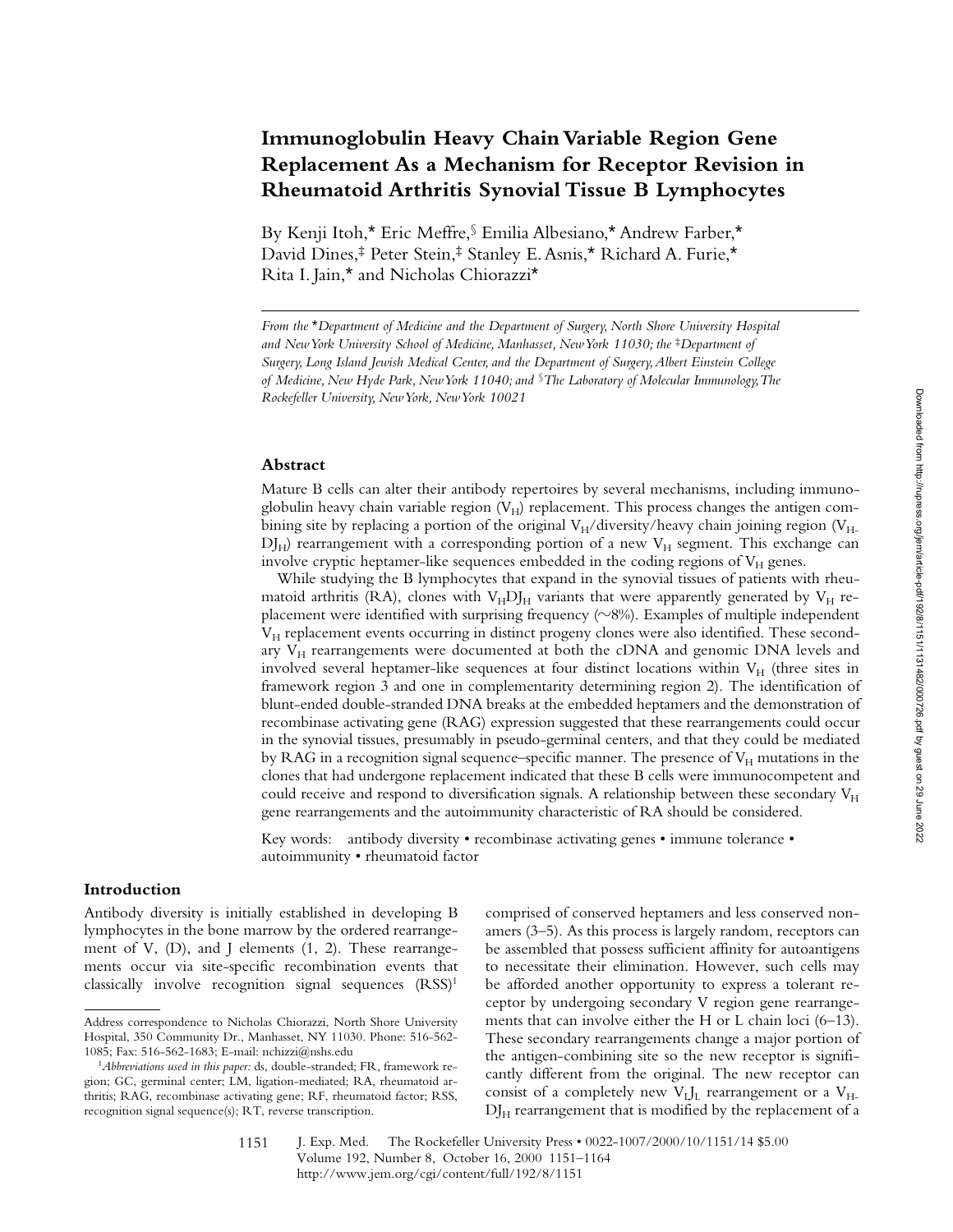# Immunoglobulin Heavy Chain Variable Region Gene Replacement As a Mechanism for Receptor Revision in Rheumatoid Arthritis Synovial Tissue B Lymphocytes

By Kenji Itoh,* Eric Meffre,[§] Emilia Albesiano,* Andrew Farber,* David Dines,[‡] Peter Stein,[‡] Stanley E. Asnis,* Richard A. Furie,* Rita I. Jain,* and Nicholas Chiorazzi*

*From the \*Department of Medicine and the Department of Surgery, North Shore University Hospital and New York University School of Medicine, Manhasset, New York 11030; the ‡Department of Surgery, Long Island Jewish Medical Center, and the Department of Surgery, Albert Einstein College of Medicine, New Hyde Park, New York 11040; and §The Laboratory of Molecular Immunology, The Rockefeller University, New York, New York 10021*

## Abstract

Mature B cells can alter their antibody repertoires by several mechanisms, including immunoglobulin heavy chain variable region ($V_H$) replacement. This process changes the antigen combining site by replacing a portion of the original $V_H$/diversity/heavy chain joining region ($V_H$-$DJ_H$) rearrangement with a corresponding portion of a new $V_H$ segment. This exchange can involve cryptic heptamer-like sequences embedded in the coding regions of $V_H$ genes.

While studying the B lymphocytes that expand in the synovial tissues of patients with rheumatoid arthritis (RA), clones with $V_HDJ_H$ variants that were apparently generated by $V_H$ replacement were identified with surprising frequency (~8%). Examples of multiple independent $V_H$ replacement events occurring in distinct progeny clones were also identified. These secondary $V_H$ rearrangements were documented at both the cDNA and genomic DNA levels and involved several heptamer-like sequences at four distinct locations within $V_H$ (three sites in framework region 3 and one in complementarity determining region 2). The identification of blunt-ended double-stranded DNA breaks at the embedded heptamers and the demonstration of recombinase activating gene (RAG) expression suggested that these rearrangements could occur in the synovial tissues, presumably in pseudo-germinal centers, and that they could be mediated by RAG in a recognition signal sequence–specific manner. The presence of $V_H$ mutations in the clones that had undergone replacement indicated that these B cells were immunocompetent and could receive and respond to diversification signals. A relationship between these secondary $V_H$ gene rearrangements and the autoimmunity characteristic of RA should be considered.

Key words: antibody diversity • recombinase activating genes • immune tolerance • autoimmunity • rheumatoid factor

## Introduction

Antibody diversity is initially established in developing B lymphocytes in the bone marrow by the ordered rearrangement of V, (D), and J elements (1, 2). These rearrangements occur via site-specific recombination events that classically involve recognition signal sequences (RSS)[1] comprised of conserved heptamers and less conserved nonamers (3–5). As this process is largely random, receptors can be assembled that possess sufficient affinity for autoantigens to necessitate their elimination. However, such cells may be afforded another opportunity to express a tolerant receptor by undergoing secondary V region gene rearrangements that can involve either the H or L chain loci (6–13). These secondary rearrangements change a major portion of the antigen-combining site so the new receptor is significantly different from the original. The new receptor can consist of a completely new $V_LJ_L$ rearrangement or a $V_H$-$DJ_H$ rearrangement that is modified by the replacement of a

---

Address correspondence to Nicholas Chiorazzi, North Shore University Hospital, 350 Community Dr., Manhasset, NY 11030. Phone: 516-562-1085; Fax: 516-562-1683; E-mail: nchizzi@nshs.edu

[1]*Abbreviations used in this paper:* ds, double-stranded; FR, framework region; GC, germinal center; LM, ligation-mediated; RA, rheumatoid arthritis; RAG, recombinase activating gene; RF, rheumatoid factor; RSS, recognition signal sequence(s); RT, reverse transcription.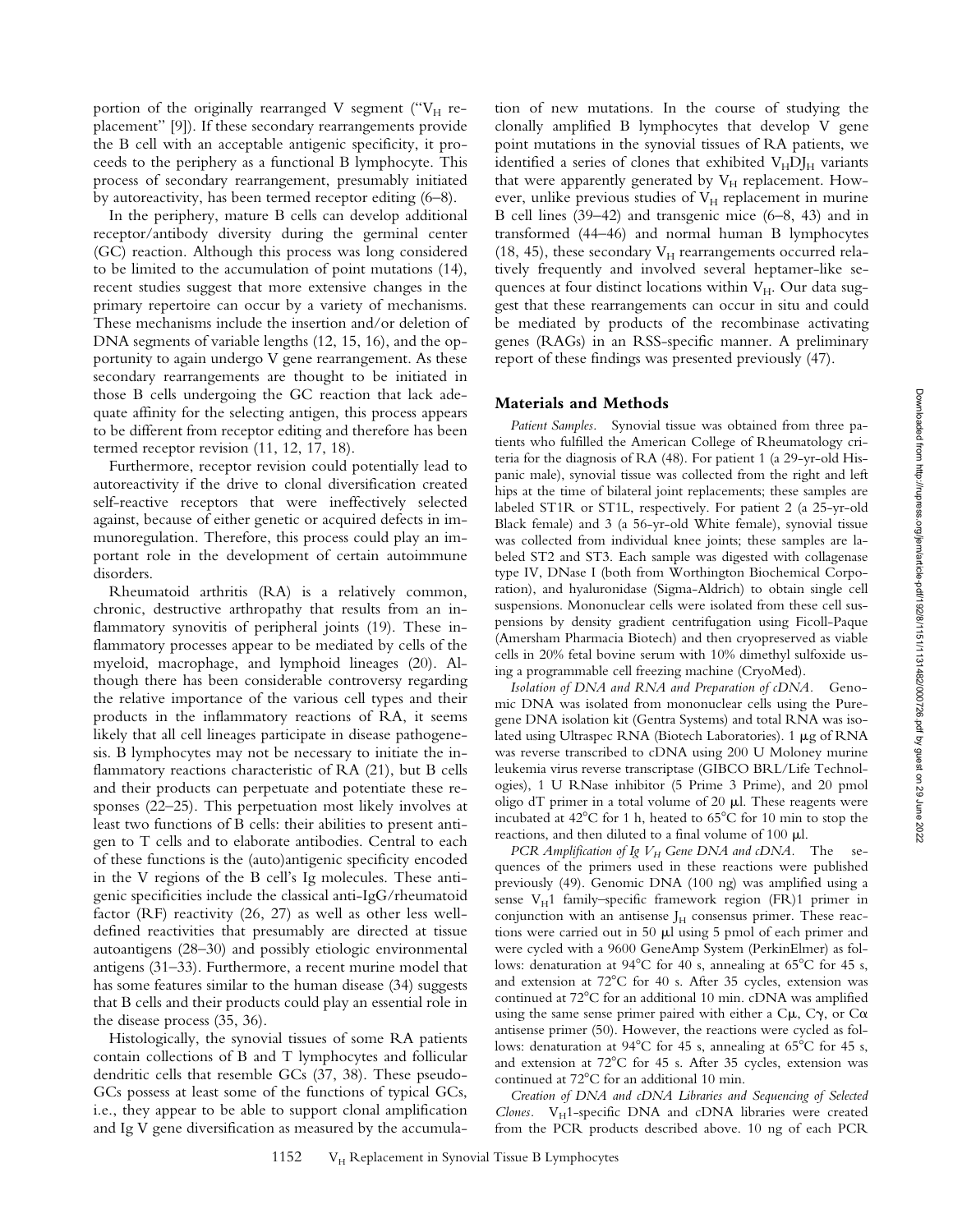portion of the originally rearranged V segment ("$V_H$ replacement" [9]). If these secondary rearrangements provide the B cell with an acceptable antigenic specificity, it proceeds to the periphery as a functional B lymphocyte. This process of secondary rearrangement, presumably initiated by autoreactivity, has been termed receptor editing (6–8).

In the periphery, mature B cells can develop additional receptor/antibody diversity during the germinal center (GC) reaction. Although this process was long considered to be limited to the accumulation of point mutations (14), recent studies suggest that more extensive changes in the primary repertoire can occur by a variety of mechanisms. These mechanisms include the insertion and/or deletion of DNA segments of variable lengths (12, 15, 16), and the opportunity to again undergo V gene rearrangement. As these secondary rearrangements are thought to be initiated in those B cells undergoing the GC reaction that lack adequate affinity for the selecting antigen, this process appears to be different from receptor editing and therefore has been termed receptor revision (11, 12, 17, 18).

Furthermore, receptor revision could potentially lead to autoreactivity if the drive to clonal diversification created self-reactive receptors that were ineffectively selected against, because of either genetic or acquired defects in immunoregulation. Therefore, this process could play an important role in the development of certain autoimmune disorders.

Rheumatoid arthritis (RA) is a relatively common, chronic, destructive arthropathy that results from an inflammatory synovitis of peripheral joints (19). These inflammatory processes appear to be mediated by cells of the myeloid, macrophage, and lymphoid lineages (20). Although there has been considerable controversy regarding the relative importance of the various cell types and their products in the inflammatory reactions of RA, it seems likely that all cell lineages participate in disease pathogenesis. B lymphocytes may not be necessary to initiate the inflammatory reactions characteristic of RA (21), but B cells and their products can perpetuate and potentiate these responses (22–25). This perpetuation most likely involves at least two functions of B cells: their abilities to present antigen to T cells and to elaborate antibodies. Central to each of these functions is the (auto)antigenic specificity encoded in the V regions of the B cell's Ig molecules. These antigenic specificities include the classical anti-IgG/rheumatoid factor (RF) reactivity (26, 27) as well as other less well-defined reactivities that presumably are directed at tissue autoantigens (28–30) and possibly etiologic environmental antigens (31–33). Furthermore, a recent murine model that has some features similar to the human disease (34) suggests that B cells and their products could play an essential role in the disease process (35, 36).

Histologically, the synovial tissues of some RA patients contain collections of B and T lymphocytes and follicular dendritic cells that resemble GCs (37, 38). These pseudo-GCs possess at least some of the functions of typical GCs, i.e., they appear to be able to support clonal amplification and Ig V gene diversification as measured by the accumulation of new mutations. In the course of studying the clonally amplified B lymphocytes that develop V gene point mutations in the synovial tissues of RA patients, we identified a series of clones that exhibited $V_HDJ_H$ variants that were apparently generated by $V_H$ replacement. However, unlike previous studies of $V_H$ replacement in murine B cell lines (39–42) and transgenic mice (6–8, 43) and in transformed (44–46) and normal human B lymphocytes (18, 45), these secondary $V_H$ rearrangements occurred relatively frequently and involved several heptamer-like sequences at four distinct locations within $V_H$. Our data suggest that these rearrangements can occur in situ and could be mediated by products of the recombinase activating genes (RAGs) in an RSS-specific manner. A preliminary report of these findings was presented previously (47).

## Materials and Methods

*Patient Samples.* Synovial tissue was obtained from three patients who fulfilled the American College of Rheumatology criteria for the diagnosis of RA (48). For patient 1 (a 29-yr-old Hispanic male), synovial tissue was collected from the right and left hips at the time of bilateral joint replacements; these samples are labeled ST1R or ST1L, respectively. For patient 2 (a 25-yr-old Black female) and 3 (a 56-yr-old White female), synovial tissue was collected from individual knee joints; these samples are labeled ST2 and ST3. Each sample was digested with collagenase type IV, DNase I (both from Worthington Biochemical Corporation), and hyaluronidase (Sigma-Aldrich) to obtain single cell suspensions. Mononuclear cells were isolated from these cell suspensions by density gradient centrifugation using Ficoll-Paque (Amersham Pharmacia Biotech) and then cryopreserved as viable cells in 20% fetal bovine serum with 10% dimethyl sulfoxide using a programmable cell freezing machine (CryoMed).

*Isolation of DNA and RNA and Preparation of cDNA.* Genomic DNA was isolated from mononuclear cells using the Puregene DNA isolation kit (Gentra Systems) and total RNA was isolated using Ultraspec RNA (Biotech Laboratories). 1 μg of RNA was reverse transcribed to cDNA using 200 U Moloney murine leukemia virus reverse transcriptase (GIBCO BRL/Life Technologies), 1 U RNase inhibitor (5 Prime 3 Prime), and 20 pmol oligo dT primer in a total volume of 20 μl. These reagents were incubated at 42°C for 1 h, heated to 65°C for 10 min to stop the reactions, and then diluted to a final volume of 100 μl.

*PCR Amplification of Ig $V_H$ Gene DNA and cDNA.* The sequences of the primers used in these reactions were published previously (49). Genomic DNA (100 ng) was amplified using a sense $V_H1$ family–specific framework region (FR)1 primer in conjunction with an antisense $J_H$ consensus primer. These reactions were carried out in 50 μl using 5 pmol of each primer and were cycled with a 9600 GeneAmp System (PerkinElmer) as follows: denaturation at 94°C for 40 s, annealing at 65°C for 45 s, and extension at 72°C for 40 s. After 35 cycles, extension was continued at 72°C for an additional 10 min. cDNA was amplified using the same sense primer paired with either a Cμ, Cγ, or Cα antisense primer (50). However, the reactions were cycled as follows: denaturation at 94°C for 45 s, annealing at 65°C for 45 s, and extension at 72°C for 45 s. After 35 cycles, extension was continued at 72°C for an additional 10 min.

*Creation of DNA and cDNA Libraries and Sequencing of Selected Clones.* $V_H1$-specific DNA and cDNA libraries were created from the PCR products described above. 10 ng of each PCR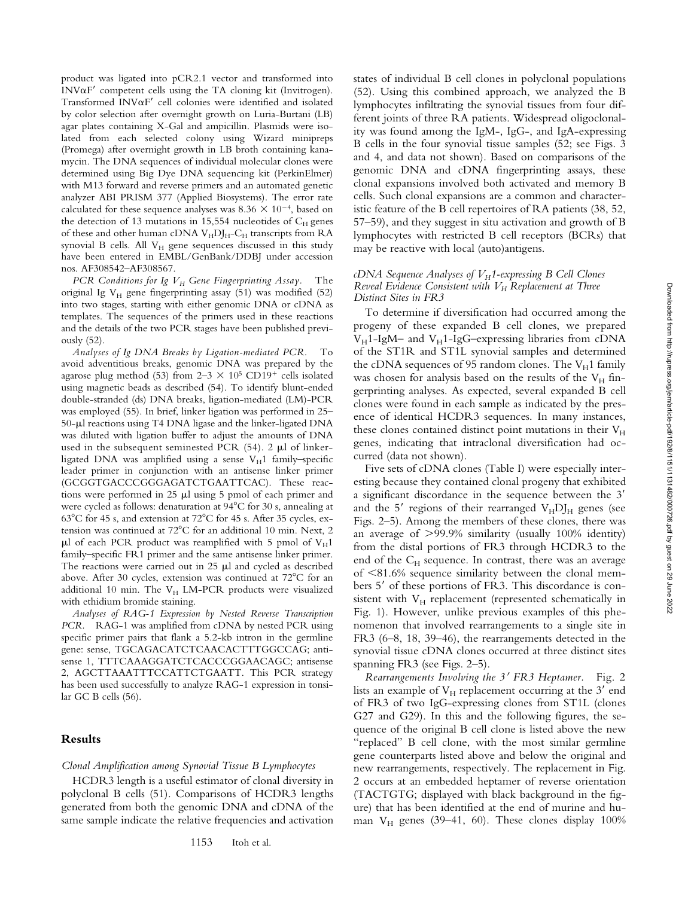product was ligated into pCR2.1 vector and transformed into INVαF′ competent cells using the TA cloning kit (Invitrogen). Transformed INVαF′ cell colonies were identified and isolated by color selection after overnight growth on Luria-Burtani (LB) agar plates containing X-Gal and ampicillin. Plasmids were isolated from each selected colony using Wizard minipreps (Promega) after overnight growth in LB broth containing kanamycin. The DNA sequences of individual molecular clones were determined using Big Dye DNA sequencing kit (PerkinElmer) with M13 forward and reverse primers and an automated genetic analyzer ABI PRISM 377 (Applied Biosystems). The error rate calculated for these sequence analyses was $8.36 \times 10^{-4}$, based on the detection of 13 mutations in 15,554 nucleotides of $C_H$ genes of these and other human cDNA $V_HDJ_H$-$C_H$ transcripts from RA synovial B cells. All $V_H$ gene sequences discussed in this study have been entered in EMBL/GenBank/DDBJ under accession nos. AF308542–AF308567.

*PCR Conditions for Ig $V_H$ Gene Fingerprinting Assay.* The original Ig $V_H$ gene fingerprinting assay (51) was modified (52) into two stages, starting with either genomic DNA or cDNA as templates. The sequences of the primers used in these reactions and the details of the two PCR stages have been published previously (52).

*Analyses of Ig DNA Breaks by Ligation-mediated PCR.* To avoid adventitious breaks, genomic DNA was prepared by the agarose plug method (53) from 2–3 $\times$ $10^5$ $CD19^+$ cells isolated using magnetic beads as described (54). To identify blunt-ended double-stranded (ds) DNA breaks, ligation-mediated (LM)-PCR was employed (55). In brief, linker ligation was performed in 25–50-μl reactions using T4 DNA ligase and the linker-ligated DNA was diluted with ligation buffer to adjust the amounts of DNA used in the subsequent seminested PCR (54). 2 μl of linker-ligated DNA was amplified using a sense $V_H1$ family–specific leader primer in conjunction with an antisense linker primer (GCGGTGACCCGGGAGATCTGAATTCAC). These reactions were performed in 25 μl using 5 pmol of each primer and were cycled as follows: denaturation at 94°C for 30 s, annealing at 63°C for 45 s, and extension at 72°C for 45 s. After 35 cycles, extension was continued at 72°C for an additional 10 min. Next, 2 μl of each PCR product was reamplified with 5 pmol of $V_H1$ family–specific FR1 primer and the same antisense linker primer. The reactions were carried out in 25 μl and cycled as described above. After 30 cycles, extension was continued at 72°C for an additional 10 min. The $V_H$ LM-PCR products were visualized with ethidium bromide staining.

*Analyses of RAG-1 Expression by Nested Reverse Transcription PCR.* RAG-1 was amplified from cDNA by nested PCR using specific primer pairs that flank a 5.2-kb intron in the germline gene: sense, TGCAGACATCTCAACACTTTGGCCAG; antisense 1, TTTCAAAGGATCTCACCCGGAACAGC; antisense 2, AGCTTAAATTTCCATTCTGAATT. This PCR strategy has been used successfully to analyze RAG-1 expression in tonsillar GC B cells (56).

## Results

### *Clonal Amplification among Synovial Tissue B Lymphocytes*

HCDR3 length is a useful estimator of clonal diversity in polyclonal B cells (51). Comparisons of HCDR3 lengths generated from both the genomic DNA and cDNA of the same sample indicate the relative frequencies and activation states of individual B cell clones in polyclonal populations (52). Using this combined approach, we analyzed the B lymphocytes infiltrating the synovial tissues from four different joints of three RA patients. Widespread oligoclonality was found among the IgM-, IgG-, and IgA-expressing B cells in the four synovial tissue samples (52; see Figs. 3 and 4, and data not shown). Based on comparisons of the genomic DNA and cDNA fingerprinting assays, these clonal expansions involved both activated and memory B cells. Such clonal expansions are a common and characteristic feature of the B cell repertoires of RA patients (38, 52, 57–59), and they suggest in situ activation and growth of B lymphocytes with restricted B cell receptors (BCRs) that may be reactive with local (auto)antigens.

### *cDNA Sequence Analyses of $V_H1$-expressing B Cell Clones Reveal Evidence Consistent with $V_H$ Replacement at Three Distinct Sites in FR3*

To determine if diversification had occurred among the progeny of these expanded B cell clones, we prepared $V_H1$-IgM– and $V_H1$-IgG–expressing libraries from cDNA of the ST1R and ST1L synovial samples and determined the cDNA sequences of 95 random clones. The $V_H1$ family was chosen for analysis based on the results of the $V_H$ fingerprinting analyses. As expected, several expanded B cell clones were found in each sample as indicated by the presence of identical HCDR3 sequences. In many instances, these clones contained distinct point mutations in their $V_H$ genes, indicating that intraclonal diversification had occurred (data not shown).

Five sets of cDNA clones (Table I) were especially interesting because they contained clonal progeny that exhibited a significant discordance in the sequence between the 3′ and the 5′ regions of their rearranged $V_HDJ_H$ genes (see Figs. 2–5). Among the members of these clones, there was an average of >99.9% similarity (usually 100% identity) from the distal portions of FR3 through HCDR3 to the end of the $C_H$ sequence. In contrast, there was an average of <81.6% sequence similarity between the clonal members 5′ of these portions of FR3. This discordance is consistent with $V_H$ replacement (represented schematically in Fig. 1). However, unlike previous examples of this phenomenon that involved rearrangements to a single site in FR3 (6–8, 18, 39–46), the rearrangements detected in the synovial tissue cDNA clones occurred at three distinct sites spanning FR3 (see Figs. 2–5).

*Rearrangements Involving the 3′ FR3 Heptamer.* Fig. 2 lists an example of $V_H$ replacement occurring at the 3′ end of FR3 of two IgG-expressing clones from ST1L (clones G27 and G29). In this and the following figures, the sequence of the original B cell clone is listed above the new "replaced" B cell clone, with the most similar germline gene counterparts listed above and below the original and new rearrangements, respectively. The replacement in Fig. 2 occurs at an embedded heptamer of reverse orientation (TACTGTG; displayed with black background in the figure) that has been identified at the end of murine and human $V_H$ genes (39–41, 60). These clones display 100%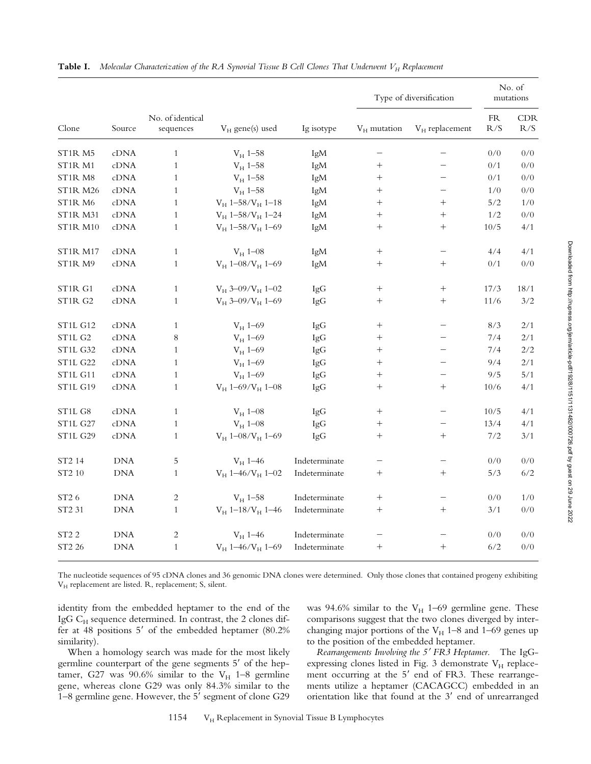**Table I.** *Molecular Characterization of the RA Synovial Tissue B Cell Clones That Underwent $V_H$ Replacement*

| Clone | Source | No. of identical sequences | $V_H$ gene(s) used | Ig isotype | Type of diversification | | No. of mutations | |
|---|---|---|---|---|---|---|---|---|
| | | | | | $V_H$ mutation | $V_H$ replacement | FR R/S | CDR R/S |
| ST1R M5 | cDNA | 1 | $V_H$ 1–58 | IgM | − | − | 0/0 | 0/0 |
| ST1R M1 | cDNA | 1 | $V_H$ 1–58 | IgM | + | − | 0/1 | 0/0 |
| ST1R M8 | cDNA | 1 | $V_H$ 1–58 | IgM | + | − | 0/1 | 0/0 |
| ST1R M26 | cDNA | 1 | $V_H$ 1–58 | IgM | + | − | 1/0 | 0/0 |
| ST1R M6 | cDNA | 1 | $V_H$ 1–58/$V_H$ 1–18 | IgM | + | + | 5/2 | 1/0 |
| ST1R M31 | cDNA | 1 | $V_H$ 1–58/$V_H$ 1–24 | IgM | + | + | 1/2 | 0/0 |
| ST1R M10 | cDNA | 1 | $V_H$ 1–58/$V_H$ 1–69 | IgM | + | + | 10/5 | 4/1 |
| ST1R M17 | cDNA | 1 | $V_H$ 1–08 | IgM | + | − | 4/4 | 4/1 |
| ST1R M9 | cDNA | 1 | $V_H$ 1–08/$V_H$ 1–69 | IgM | + | + | 0/1 | 0/0 |
| ST1R G1 | cDNA | 1 | $V_H$ 3–09/$V_H$ 1–02 | IgG | + | + | 17/3 | 18/1 |
| ST1R G2 | cDNA | 1 | $V_H$ 3–09/$V_H$ 1–69 | IgG | + | + | 11/6 | 3/2 |
| ST1L G12 | cDNA | 1 | $V_H$ 1–69 | IgG | + | − | 8/3 | 2/1 |
| ST1L G2 | cDNA | 8 | $V_H$ 1–69 | IgG | + | − | 7/4 | 2/1 |
| ST1L G32 | cDNA | 1 | $V_H$ 1–69 | IgG | + | − | 7/4 | 2/2 |
| ST1L G22 | cDNA | 1 | $V_H$ 1–69 | IgG | + | − | 9/4 | 2/1 |
| ST1L G11 | cDNA | 1 | $V_H$ 1–69 | IgG | + | − | 9/5 | 5/1 |
| ST1L G19 | cDNA | 1 | $V_H$ 1–69/$V_H$ 1–08 | IgG | + | + | 10/6 | 4/1 |
| ST1L G8 | cDNA | 1 | $V_H$ 1–08 | IgG | + | − | 10/5 | 4/1 |
| ST1L G27 | cDNA | 1 | $V_H$ 1–08 | IgG | + | − | 13/4 | 4/1 |
| ST1L G29 | cDNA | 1 | $V_H$ 1–08/$V_H$ 1–69 | IgG | + | + | 7/2 | 3/1 |
| ST2 14 | DNA | 5 | $V_H$ 1–46 | Indeterminate | − | − | 0/0 | 0/0 |
| ST2 10 | DNA | 1 | $V_H$ 1–46/$V_H$ 1–02 | Indeterminate | + | + | 5/3 | 6/2 |
| ST2 6 | DNA | 2 | $V_H$ 1–58 | Indeterminate | + | − | 0/0 | 1/0 |
| ST2 31 | DNA | 1 | $V_H$ 1–18/$V_H$ 1–46 | Indeterminate | + | + | 3/1 | 0/0 |
| ST2 2 | DNA | 2 | $V_H$ 1–46 | Indeterminate | − | − | 0/0 | 0/0 |
| ST2 26 | DNA | 1 | $V_H$ 1–46/$V_H$ 1–69 | Indeterminate | + | + | 6/2 | 0/0 |

The nucleotide sequences of 95 cDNA clones and 36 genomic DNA clones were determined. Only those clones that contained progeny exhibiting $V_H$ replacement are listed. R, replacement; S, silent.

identity from the embedded heptamer to the end of the IgG $C_H$ sequence determined. In contrast, the 2 clones differ at 48 positions 5′ of the embedded heptamer (80.2% similarity).

When a homology search was made for the most likely germline counterpart of the gene segments 5′ of the heptamer, G27 was 90.6% similar to the $V_H$ 1–8 germline gene, whereas clone G29 was only 84.3% similar to the 1–8 germline gene. However, the 5′ segment of clone G29 was 94.6% similar to the $V_H$ 1–69 germline gene. These comparisons suggest that the two clones diverged by interchanging major portions of the $V_H$ 1–8 and 1–69 genes up to the position of the embedded heptamer.

*Rearrangements Involving the 5′ FR3 Heptamer.* The IgG-expressing clones listed in Fig. 3 demonstrate $V_H$ replacement occurring at the 5′ end of FR3. These rearrangements utilize a heptamer (CACAGCC) embedded in an orientation like that found at the 3′ end of unrearranged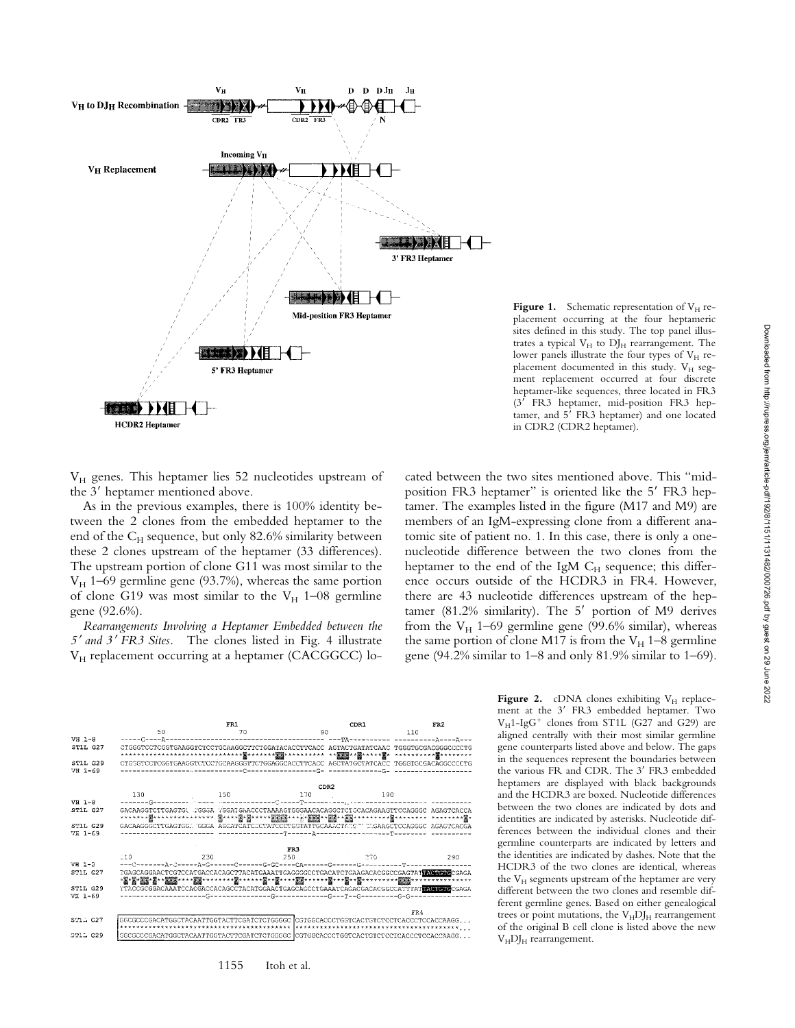**Figure 1.** Schematic representation of $V_H$ replacement occurring at the four heptameric sites defined in this study. The top panel illustrates a typical $V_H$ to $DJ_H$ rearrangement. The lower panels illustrate the four types of $V_H$ replacement documented in this study. $V_H$ segment replacement occurred at four discrete heptamer-like sequences, three located in FR3 (3′ FR3 heptamer, mid-position FR3 heptamer, and 5′ FR3 heptamer) and one located in CDR2 (CDR2 heptamer).

$V_H$ genes. This heptamer lies 52 nucleotides upstream of the 3′ heptamer mentioned above.

As in the previous examples, there is 100% identity between the 2 clones from the embedded heptamer to the end of the $C_H$ sequence, but only 82.6% similarity between these 2 clones upstream of the heptamer (33 differences). The upstream portion of clone G11 was most similar to the $V_H$ 1–69 germline gene (93.7%), whereas the same portion of clone G19 was most similar to the $V_H$ 1–08 germline gene (92.6%).

*Rearrangements Involving a Heptamer Embedded between the 5′ and 3′ FR3 Sites.* The clones listed in Fig. 4 illustrate $V_H$ replacement occurring at a heptamer (CACGGCC) located between the two sites mentioned above. This "mid-position FR3 heptamer" is oriented like the 5′ FR3 heptamer. The examples listed in the figure (M17 and M9) are members of an IgM-expressing clone from a different anatomic site of patient no. 1. In this case, there is only a one-nucleotide difference between the two clones from the heptamer to the end of the IgM $C_H$ sequence; this difference occurs outside of the HCDR3 in FR4. However, there are 43 nucleotide differences upstream of the heptamer (81.2% similarity). The 5′ portion of M9 derives from the $V_H$ 1–69 germline gene (99.6% similar), whereas the same portion of clone M17 is from the $V_H$ 1–8 germline gene (94.2% similar to 1–8 and only 81.9% similar to 1–69).

**Figure 2.** cDNA clones exhibiting $V_H$ replacement at the 3′ FR3 embedded heptamer. Two $V_H$1-IgG+ clones from ST1L (G27 and G29) are aligned centrally with their most similar germline gene counterparts listed above and below. The gaps in the sequences represent the boundaries between the various FR and CDR. The 3′ FR3 embedded heptamers are displayed with black backgrounds and the HCDR3 are boxed. Nucleotide differences between the two clones are indicated by dots and identities are indicated by asterisks. Nucleotide differences between the individual clones and their germline counterparts are indicated by letters and the identities are indicated by dashes. Note that the HCDR3 of the two clones are identical, whereas the $V_H$ segments upstream of the heptamer are very different between the two clones and resemble different germline genes. Based on either genealogical trees or point mutations, the $V_HDJ_H$ rearrangement of the original B cell clone is listed above the new $V_HDJ_H$ rearrangement.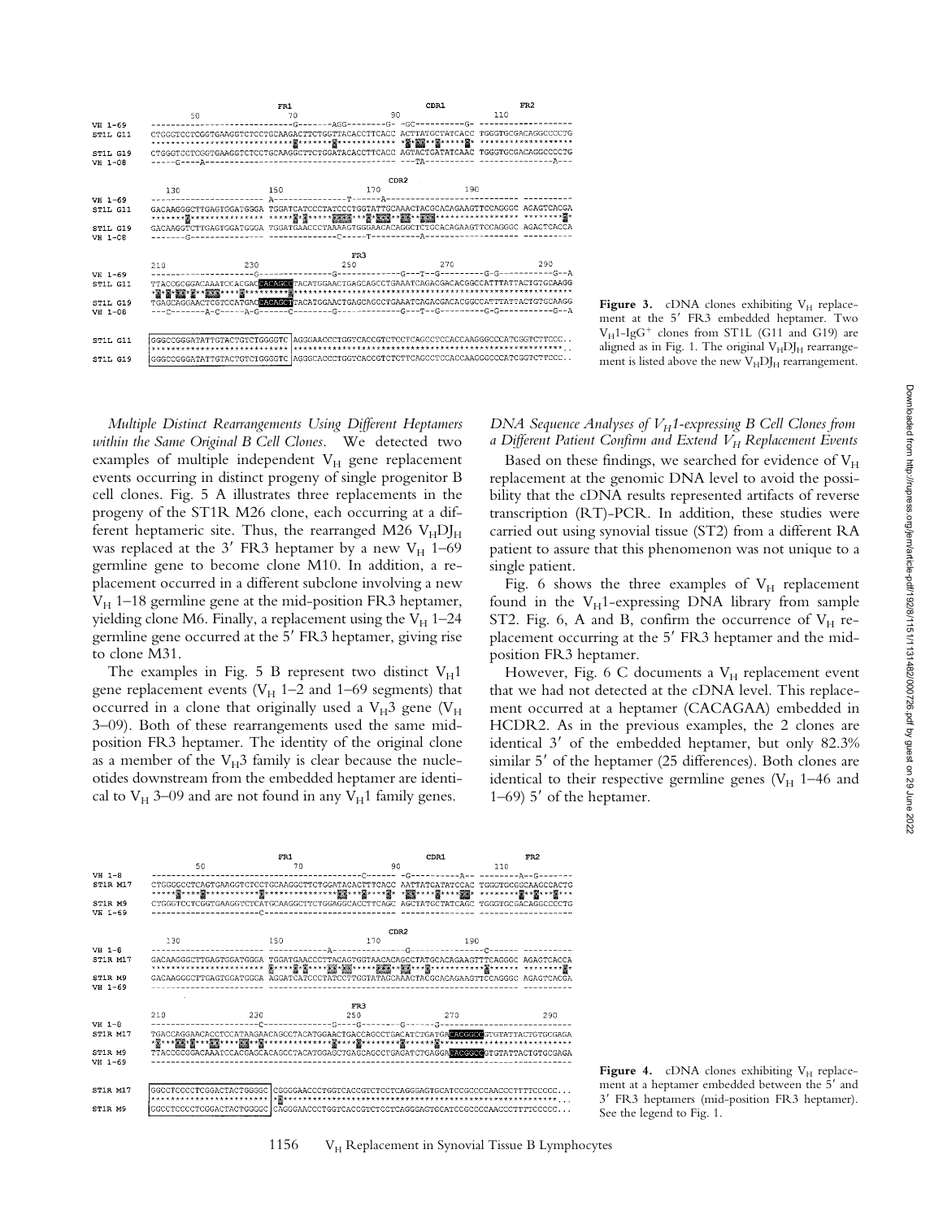Figure 3. cDNA clones exhibiting $V_H$ replacement at the 5′ FR3 embedded heptamer. Two $V_H$1-IgG[+] clones from ST1L (G11 and G19) are aligned as in Fig. 1. The original $V_HDJ_H$ rearrangement is listed above the new $V_HDJ_H$ rearrangement.

*Multiple Distinct Rearrangements Using Different Heptamers within the Same Original B Cell Clones.* We detected two examples of multiple independent $V_H$ gene replacement events occurring in distinct progeny of single progenitor B cell clones. Fig. 5 A illustrates three replacements in the progeny of the ST1R M26 clone, each occurring at a different heptameric site. Thus, the rearranged M26 $V_HDJ_H$ was replaced at the 3′ FR3 heptamer by a new $V_H$ 1–69 germline gene to become clone M10. In addition, a replacement occurred in a different subclone involving a new $V_H$ 1–18 germline gene at the mid-position FR3 heptamer, yielding clone M6. Finally, a replacement using the $V_H$ 1–24 germline gene occurred at the 5′ FR3 heptamer, giving rise to clone M31.

The examples in Fig. 5 B represent two distinct $V_H$1 gene replacement events ($V_H$ 1–2 and 1–69 segments) that occurred in a clone that originally used a $V_H$3 gene ($V_H$ 3–09). Both of these rearrangements used the same mid-position FR3 heptamer. The identity of the original clone as a member of the $V_H$3 family is clear because the nucleotides downstream from the embedded heptamer are identical to $V_H$ 3–09 and are not found in any $V_H$1 family genes.

*DNA Sequence Analyses of $V_H$1-expressing B Cell Clones from a Different Patient Confirm and Extend $V_H$ Replacement Events*

Based on these findings, we searched for evidence of $V_H$ replacement at the genomic DNA level to avoid the possibility that the cDNA results represented artifacts of reverse transcription (RT)-PCR. In addition, these studies were carried out using synovial tissue (ST2) from a different RA patient to assure that this phenomenon was not unique to a single patient.

Fig. 6 shows the three examples of $V_H$ replacement found in the $V_H$1-expressing DNA library from sample ST2. Fig. 6, A and B, confirm the occurrence of $V_H$ replacement occurring at the 5′ FR3 heptamer and the mid-position FR3 heptamer.

However, Fig. 6 C documents a $V_H$ replacement event that we had not detected at the cDNA level. This replacement occurred at a heptamer (CACAGAA) embedded in HCDR2. As in the previous examples, the 2 clones are identical 3′ of the embedded heptamer, but only 82.3% similar 5′ of the heptamer (25 differences). Both clones are identical to their respective germline genes ($V_H$ 1–46 and 1–69) 5′ of the heptamer.

Figure 4. cDNA clones exhibiting $V_H$ replacement at a heptamer embedded between the 5′ and 3′ FR3 heptamers (mid-position FR3 heptamer). See the legend to Fig. 1.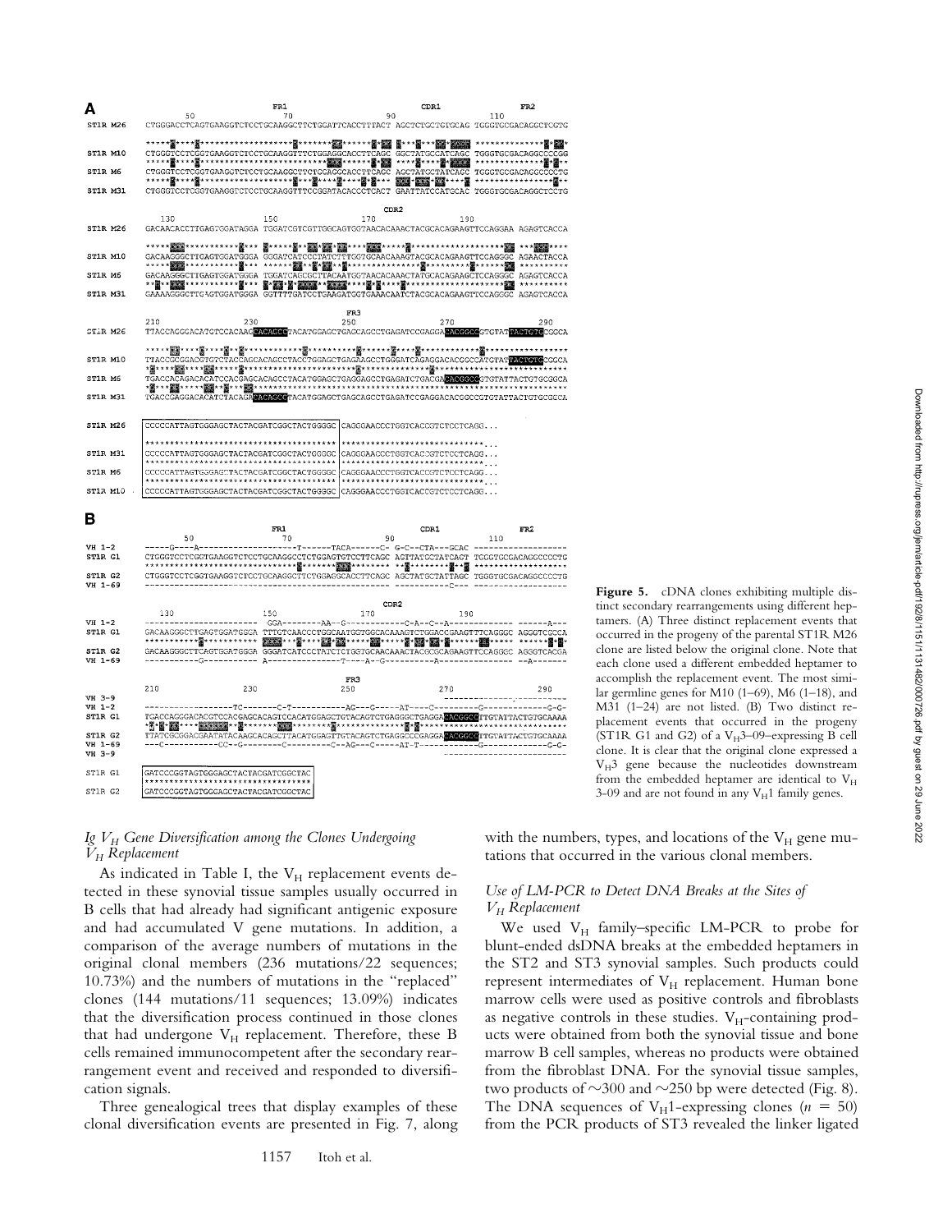**Figure 5.** cDNA clones exhibiting multiple distinct secondary rearrangements using different heptamers. (A) Three distinct replacement events that occurred in the progeny of the parental ST1R M26 clone are listed below the original clone. Note that each clone used a different embedded heptamer to accomplish the replacement event. The most similar germline genes for M10 (1–69), M6 (1–18), and M31 (1–24) are not listed. (B) Two distinct replacement events that occurred in the progeny (ST1R G1 and G2) of a $V_H$3–09–expressing B cell clone. It is clear that the original clone expressed a $V_H$3 gene because the nucleotides downstream from the embedded heptamer are identical to $V_H$ 3-09 and are not found in any $V_H$1 family genes.

### Ig $V_H$ Gene Diversification among the Clones Undergoing $V_H$ Replacement

As indicated in Table I, the $V_H$ replacement events detected in these synovial tissue samples usually occurred in B cells that had already had significant antigenic exposure and had accumulated V gene mutations. In addition, a comparison of the average numbers of mutations in the original clonal members (236 mutations/22 sequences; 10.73%) and the numbers of mutations in the "replaced" clones (144 mutations/11 sequences; 13.09%) indicates that the diversification process continued in those clones that had undergone $V_H$ replacement. Therefore, these B cells remained immunocompetent after the secondary rearrangement event and received and responded to diversification signals.

Three genealogical trees that display examples of these clonal diversification events are presented in Fig. 7, along with the numbers, types, and locations of the $V_H$ gene mutations that occurred in the various clonal members.

### Use of LM-PCR to Detect DNA Breaks at the Sites of $V_H$ Replacement

We used $V_H$ family–specific LM-PCR to probe for blunt-ended dsDNA breaks at the embedded heptamers in the ST2 and ST3 synovial samples. Such products could represent intermediates of $V_H$ replacement. Human bone marrow cells were used as positive controls and fibroblasts as negative controls in these studies. $V_H$-containing products were obtained from both the synovial tissue and bone marrow B cell samples, whereas no products were obtained from the fibroblast DNA. For the synovial tissue samples, two products of ~300 and ~250 bp were detected (Fig. 8). The DNA sequences of $V_H$1-expressing clones ($n$ = 50) from the PCR products of ST3 revealed the linker ligated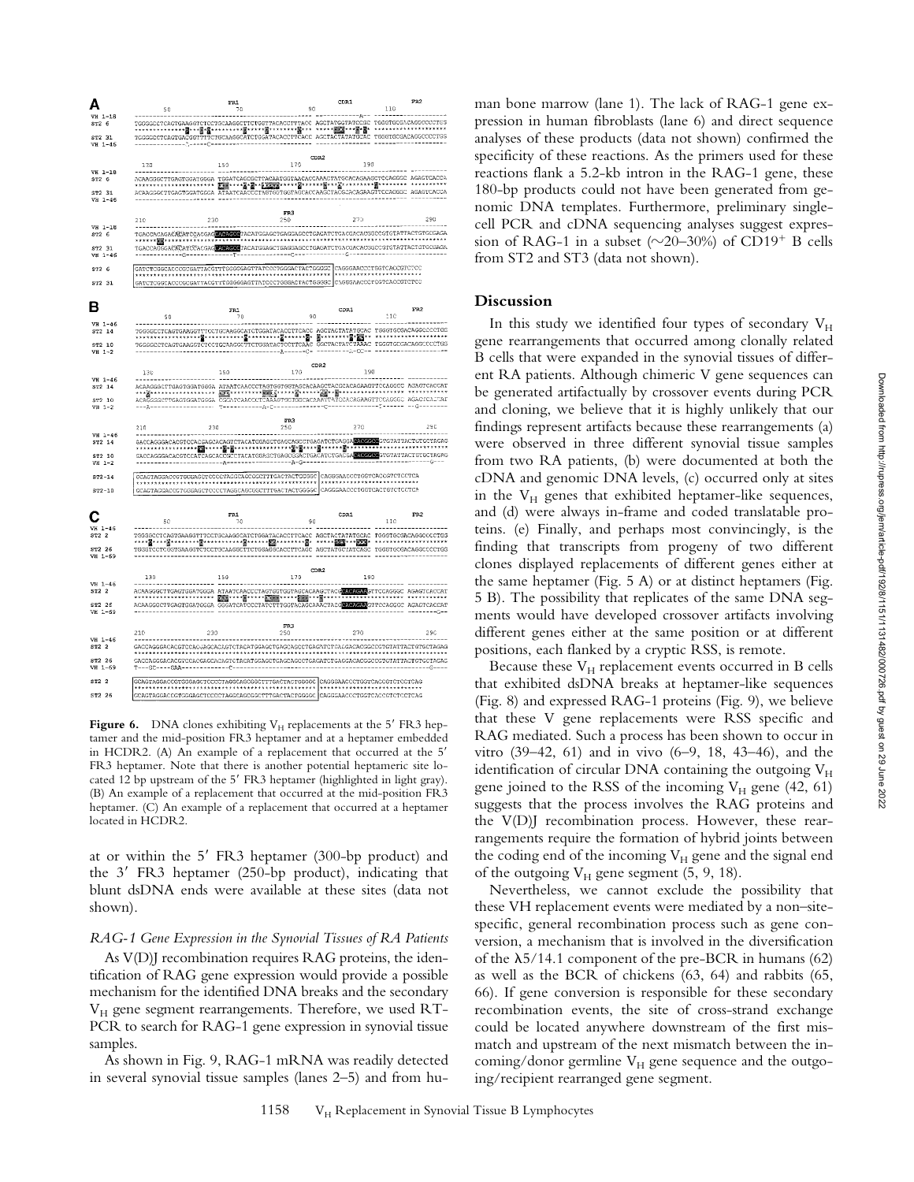**Figure 6.** DNA clones exhibiting $V_H$ replacements at the 5′ FR3 heptamer and the mid-position FR3 heptamer and at a heptamer embedded in HCDR2. (A) An example of a replacement that occurred at the 5′ FR3 heptamer. Note that there is another potential heptameric site located 12 bp upstream of the 5′ FR3 heptamer (highlighted in light gray). (B) An example of a replacement that occurred at the mid-position FR3 heptamer. (C) An example of a replacement that occurred at a heptamer located in HCDR2.

at or within the 5′ FR3 heptamer (300-bp product) and the 3′ FR3 heptamer (250-bp product), indicating that blunt dsDNA ends were available at these sites (data not shown).

### *RAG-1 Gene Expression in the Synovial Tissues of RA Patients*

As V(D)J recombination requires RAG proteins, the identification of RAG gene expression would provide a possible mechanism for the identified DNA breaks and the secondary $V_H$ gene segment rearrangements. Therefore, we used RT-PCR to search for RAG-1 gene expression in synovial tissue samples.

As shown in Fig. 9, RAG-1 mRNA was readily detected in several synovial tissue samples (lanes 2–5) and from human bone marrow (lane 1). The lack of RAG-1 gene expression in human fibroblasts (lane 6) and direct sequence analyses of these products (data not shown) confirmed the specificity of these reactions. As the primers used for these reactions flank a 5.2-kb intron in the RAG-1 gene, these 180-bp products could not have been generated from genomic DNA templates. Furthermore, preliminary single-cell PCR and cDNA sequencing analyses suggest expression of RAG-1 in a subset (~20–30%) of $CD19^+$ B cells from ST2 and ST3 (data not shown).

## Discussion

In this study we identified four types of secondary $V_H$ gene rearrangements that occurred among clonally related B cells that were expanded in the synovial tissues of different RA patients. Although chimeric V gene sequences can be generated artifactually by crossover events during PCR and cloning, we believe that it is highly unlikely that our findings represent artifacts because these rearrangements (a) were observed in three different synovial tissue samples from two RA patients, (b) were documented at both the cDNA and genomic DNA levels, (c) occurred only at sites in the $V_H$ genes that exhibited heptamer-like sequences, and (d) were always in-frame and coded translatable proteins. (e) Finally, and perhaps most convincingly, is the finding that transcripts from progeny of two different clones displayed replacements of different genes either at the same heptamer (Fig. 5 A) or at distinct heptamers (Fig. 5 B). The possibility that replicates of the same DNA segments would have developed crossover artifacts involving different genes either at the same position or at different positions, each flanked by a cryptic RSS, is remote.

Because these $V_H$ replacement events occurred in B cells that exhibited dsDNA breaks at heptamer-like sequences (Fig. 8) and expressed RAG-1 proteins (Fig. 9), we believe that these V gene replacements were RSS specific and RAG mediated. Such a process has been shown to occur in vitro (39–42, 61) and in vivo (6–9, 18, 43–46), and the identification of circular DNA containing the outgoing $V_H$ gene joined to the RSS of the incoming $V_H$ gene (42, 61) suggests that the process involves the RAG proteins and the V(D)J recombination process. However, these rearrangements require the formation of hybrid joints between the coding end of the incoming $V_H$ gene and the signal end of the outgoing $V_H$ gene segment (5, 9, 18).

Nevertheless, we cannot exclude the possibility that these VH replacement events were mediated by a non–site-specific, general recombination process such as gene conversion, a mechanism that is involved in the diversification of the λ5/14.1 component of the pre-BCR in humans (62) as well as the BCR of chickens (63, 64) and rabbits (65, 66). If gene conversion is responsible for these secondary recombination events, the site of cross-strand exchange could be located anywhere downstream of the first mismatch and upstream of the next mismatch between the incoming/donor germline $V_H$ gene sequence and the outgoing/recipient rearranged gene segment.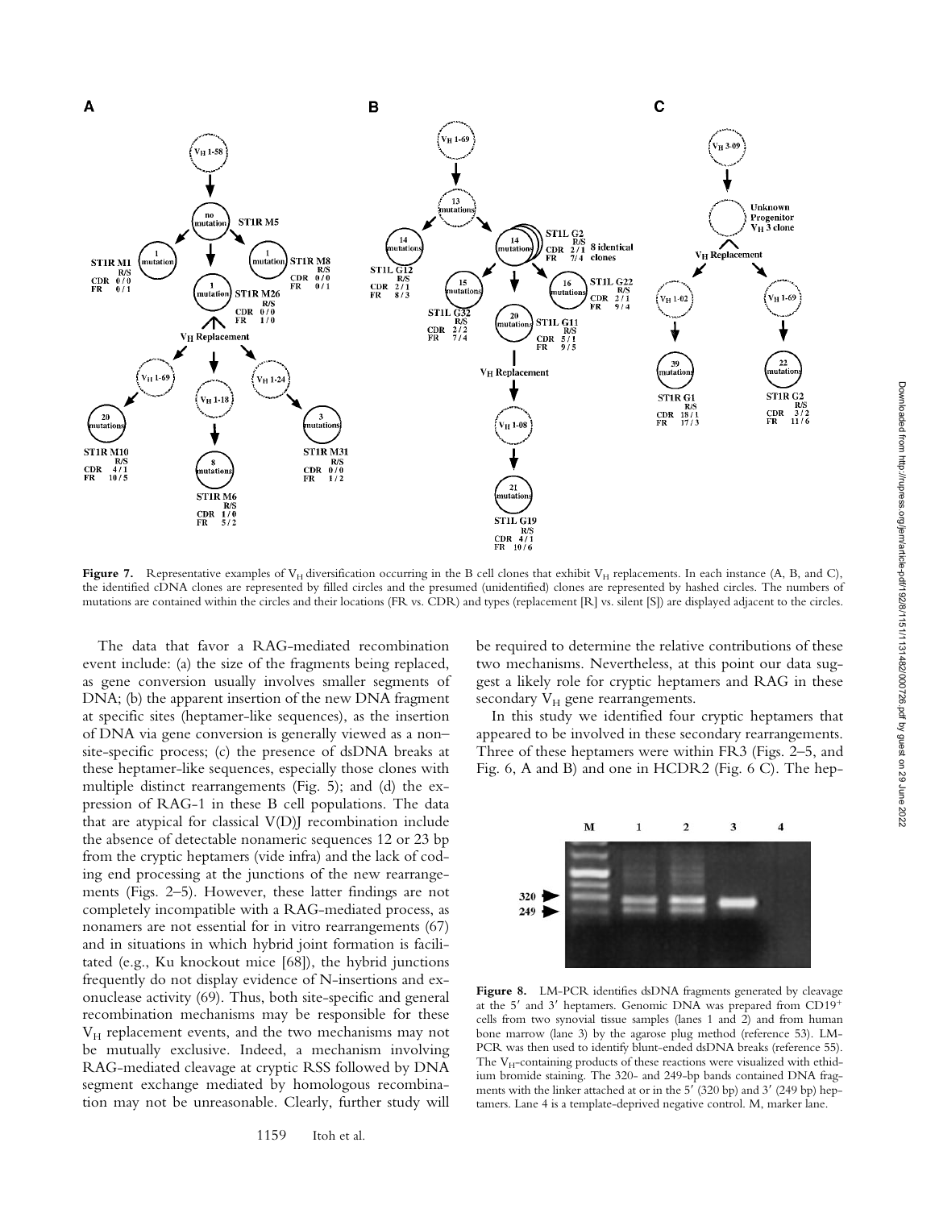**Figure 7.** Representative examples of $V_H$ diversification occurring in the B cell clones that exhibit $V_H$ replacements. In each instance (A, B, and C), the identified cDNA clones are represented by filled circles and the presumed (unidentified) clones are represented by hashed circles. The numbers of mutations are contained within the circles and their locations (FR vs. CDR) and types (replacement [R] vs. silent [S]) are displayed adjacent to the circles.

The data that favor a RAG-mediated recombination event include: (a) the size of the fragments being replaced, as gene conversion usually involves smaller segments of DNA; (b) the apparent insertion of the new DNA fragment at specific sites (heptamer-like sequences), as the insertion of DNA via gene conversion is generally viewed as a non–site-specific process; (c) the presence of dsDNA breaks at these heptamer-like sequences, especially those clones with multiple distinct rearrangements (Fig. 5); and (d) the expression of RAG-1 in these B cell populations. The data that are atypical for classical V(D)J recombination include the absence of detectable nonameric sequences 12 or 23 bp from the cryptic heptamers (vide infra) and the lack of coding end processing at the junctions of the new rearrangements (Figs. 2–5). However, these latter findings are not completely incompatible with a RAG-mediated process, as nonamers are not essential for in vitro rearrangements (67) and in situations in which hybrid joint formation is facilitated (e.g., Ku knockout mice [68]), the hybrid junctions frequently do not display evidence of N-insertions and exonuclease activity (69). Thus, both site-specific and general recombination mechanisms may be responsible for these $V_H$ replacement events, and the two mechanisms may not be mutually exclusive. Indeed, a mechanism involving RAG-mediated cleavage at cryptic RSS followed by DNA segment exchange mediated by homologous recombination may not be unreasonable. Clearly, further study will be required to determine the relative contributions of these two mechanisms. Nevertheless, at this point our data suggest a likely role for cryptic heptamers and RAG in these secondary $V_H$ gene rearrangements.

In this study we identified four cryptic heptamers that appeared to be involved in these secondary rearrangements. Three of these heptamers were within FR3 (Figs. 2–5, and Fig. 6, A and B) and one in HCDR2 (Fig. 6 C). The hep-

**Figure 8.** LM-PCR identifies dsDNA fragments generated by cleavage at the 5′ and 3′ heptamers. Genomic DNA was prepared from CD19+ cells from two synovial tissue samples (lanes 1 and 2) and from human bone marrow (lane 3) by the agarose plug method (reference 53). LM-PCR was then used to identify blunt-ended dsDNA breaks (reference 55). The $V_H$-containing products of these reactions were visualized with ethidium bromide staining. The 320- and 249-bp bands contained DNA fragments with the linker attached at or in the 5′ (320 bp) and 3′ (249 bp) heptamers. Lane 4 is a template-deprived negative control. M, marker lane.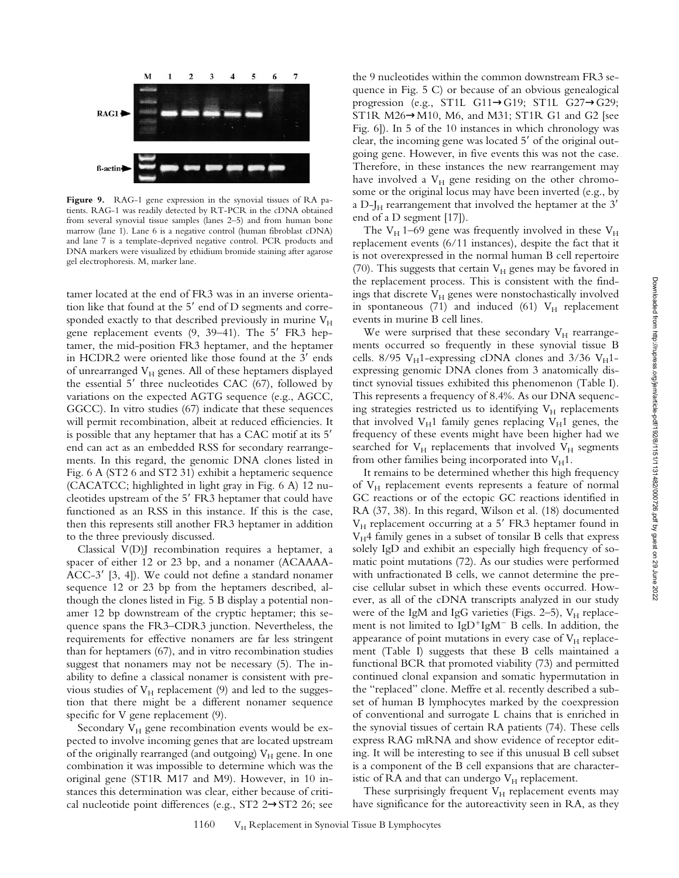**Figure 9.** RAG-1 gene expression in the synovial tissues of RA patients. RAG-1 was readily detected by RT-PCR in the cDNA obtained from several synovial tissue samples (lanes 2–5) and from human bone marrow (lane 1). Lane 6 is a negative control (human fibroblast cDNA) and lane 7 is a template-deprived negative control. PCR products and DNA markers were visualized by ethidium bromide staining after agarose gel electrophoresis. M, marker lane.

tamer located at the end of FR3 was in an inverse orientation like that found at the 5′ end of D segments and corresponded exactly to that described previously in murine $V_H$ gene replacement events (9, 39–41). The 5′ FR3 heptamer, the mid-position FR3 heptamer, and the heptamer in HCDR2 were oriented like those found at the 3′ ends of unrearranged $V_H$ genes. All of these heptamers displayed the essential 5′ three nucleotides CAC (67), followed by variations on the expected AGTG sequence (e.g., AGCC, GGCC). In vitro studies (67) indicate that these sequences will permit recombination, albeit at reduced efficiencies. It is possible that any heptamer that has a CAC motif at its 5′ end can act as an embedded RSS for secondary rearrangements. In this regard, the genomic DNA clones listed in Fig. 6 A (ST2 6 and ST2 31) exhibit a heptameric sequence (CACATCC; highlighted in light gray in Fig. 6 A) 12 nucleotides upstream of the 5′ FR3 heptamer that could have functioned as an RSS in this instance. If this is the case, then this represents still another FR3 heptamer in addition to the three previously discussed.

Classical V(D)J recombination requires a heptamer, a spacer of either 12 or 23 bp, and a nonamer (ACAAAA-ACC-3′ [3, 4]). We could not define a standard nonamer sequence 12 or 23 bp from the heptamers described, although the clones listed in Fig. 5 B display a potential nonamer 12 bp downstream of the cryptic heptamer; this sequence spans the FR3–CDR3 junction. Nevertheless, the requirements for effective nonamers are far less stringent than for heptamers (67), and in vitro recombination studies suggest that nonamers may not be necessary (5). The inability to define a classical nonamer is consistent with previous studies of $V_H$ replacement (9) and led to the suggestion that there might be a different nonamer sequence specific for V gene replacement (9).

Secondary $V_H$ gene recombination events would be expected to involve incoming genes that are located upstream of the originally rearranged (and outgoing) $V_H$ gene. In one combination it was impossible to determine which was the original gene (ST1R M17 and M9). However, in 10 instances this determination was clear, either because of critical nucleotide point differences (e.g., ST2 2→ST2 26; see the 9 nucleotides within the common downstream FR3 sequence in Fig. 5 C) or because of an obvious genealogical progression (e.g., ST1L G11→G19; ST1L G27→G29; ST1R M26→M10, M6, and M31; ST1R G1 and G2 [see Fig. 6]). In 5 of the 10 instances in which chronology was clear, the incoming gene was located 5′ of the original outgoing gene. However, in five events this was not the case. Therefore, in these instances the new rearrangement may have involved a $V_H$ gene residing on the other chromosome or the original locus may have been inverted (e.g., by a D-$J_H$ rearrangement that involved the heptamer at the 3′ end of a D segment [17]).

The $V_H$ 1–69 gene was frequently involved in these $V_H$ replacement events (6/11 instances), despite the fact that it is not overexpressed in the normal human B cell repertoire (70). This suggests that certain $V_H$ genes may be favored in the replacement process. This is consistent with the findings that discrete $V_H$ genes were nonstochastically involved in spontaneous (71) and induced (61) $V_H$ replacement events in murine B cell lines.

We were surprised that these secondary $V_H$ rearrangements occurred so frequently in these synovial tissue B cells. 8/95 $V_H1$-expressing cDNA clones and 3/36 $V_H1$-expressing genomic DNA clones from 3 anatomically distinct synovial tissues exhibited this phenomenon (Table I). This represents a frequency of 8.4%. As our DNA sequencing strategies restricted us to identifying $V_H$ replacements that involved $V_H1$ family genes replacing $V_H1$ genes, the frequency of these events might have been higher had we searched for $V_H$ replacements that involved $V_H$ segments from other families being incorporated into $V_H1$.

It remains to be determined whether this high frequency of $V_H$ replacement events represents a feature of normal GC reactions or of the ectopic GC reactions identified in RA (37, 38). In this regard, Wilson et al. (18) documented $V_H$ replacement occurring at a 5′ FR3 heptamer found in $V_H4$ family genes in a subset of tonsilar B cells that express solely IgD and exhibit an especially high frequency of somatic point mutations (72). As our studies were performed with unfractionated B cells, we cannot determine the precise cellular subset in which these events occurred. However, as all of the cDNA transcripts analyzed in our study were of the IgM and IgG varieties (Figs. 2–5), $V_H$ replacement is not limited to $IgD^+IgM^-$ B cells. In addition, the appearance of point mutations in every case of $V_H$ replacement (Table I) suggests that these B cells maintained a functional BCR that promoted viability (73) and permitted continued clonal expansion and somatic hypermutation in the "replaced" clone. Meffre et al. recently described a subset of human B lymphocytes marked by the coexpression of conventional and surrogate L chains that is enriched in the synovial tissues of certain RA patients (74). These cells express RAG mRNA and show evidence of receptor editing. It will be interesting to see if this unusual B cell subset is a component of the B cell expansions that are characteristic of RA and that can undergo $V_H$ replacement.

These surprisingly frequent $V_H$ replacement events may have significance for the autoreactivity seen in RA, as they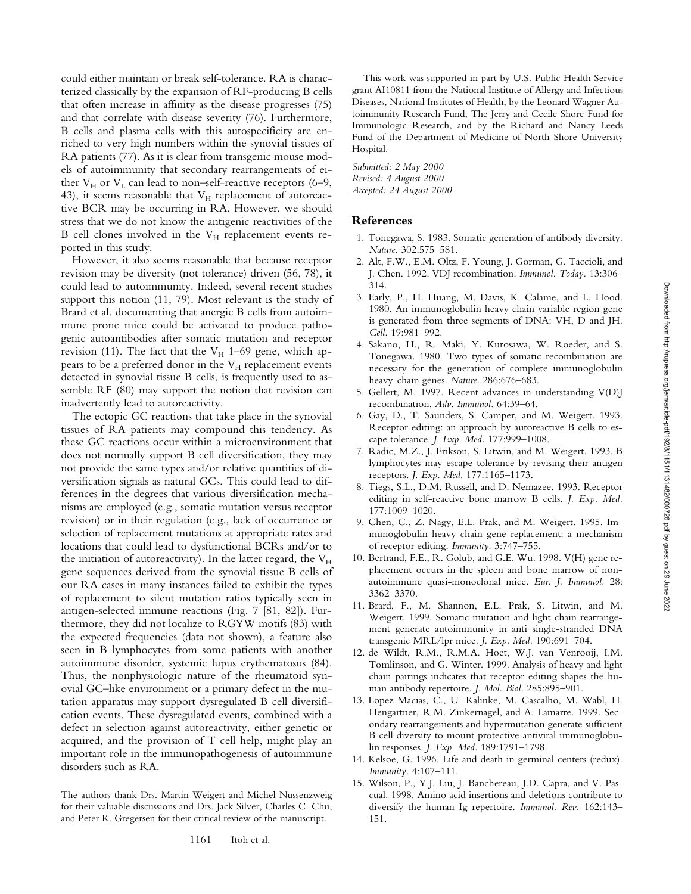could either maintain or break self-tolerance. RA is characterized classically by the expansion of RF-producing B cells that often increase in affinity as the disease progresses (75) and that correlate with disease severity (76). Furthermore, B cells and plasma cells with this autospecificity are enriched to very high numbers within the synovial tissues of RA patients (77). As it is clear from transgenic mouse models of autoimmunity that secondary rearrangements of either $V_H$ or $V_L$ can lead to non–self-reactive receptors (6–9, 43), it seems reasonable that $V_H$ replacement of autoreactive BCR may be occurring in RA. However, we should stress that we do not know the antigenic reactivities of the B cell clones involved in the $V_H$ replacement events reported in this study.

However, it also seems reasonable that because receptor revision may be diversity (not tolerance) driven (56, 78), it could lead to autoimmunity. Indeed, several recent studies support this notion (11, 79). Most relevant is the study of Brard et al. documenting that anergic B cells from autoimmune prone mice could be activated to produce pathogenic autoantibodies after somatic mutation and receptor revision (11). The fact that the $V_H$ 1–69 gene, which appears to be a preferred donor in the $V_H$ replacement events detected in synovial tissue B cells, is frequently used to assemble RF (80) may support the notion that revision can inadvertently lead to autoreactivity.

The ectopic GC reactions that take place in the synovial tissues of RA patients may compound this tendency. As these GC reactions occur within a microenvironment that does not normally support B cell diversification, they may not provide the same types and/or relative quantities of diversification signals as natural GCs. This could lead to differences in the degrees that various diversification mechanisms are employed (e.g., somatic mutation versus receptor revision) or in their regulation (e.g., lack of occurrence or selection of replacement mutations at appropriate rates and locations that could lead to dysfunctional BCRs and/or to the initiation of autoreactivity). In the latter regard, the $V_H$ gene sequences derived from the synovial tissue B cells of our RA cases in many instances failed to exhibit the types of replacement to silent mutation ratios typically seen in antigen-selected immune reactions (Fig. 7 [81, 82]). Furthermore, they did not localize to RGYW motifs (83) with the expected frequencies (data not shown), a feature also seen in B lymphocytes from some patients with another autoimmune disorder, systemic lupus erythematosus (84). Thus, the nonphysiologic nature of the rheumatoid synovial GC–like environment or a primary defect in the mutation apparatus may support dysregulated B cell diversification events. These dysregulated events, combined with a defect in selection against autoreactivity, either genetic or acquired, and the provision of T cell help, might play an important role in the immunopathogenesis of autoimmune disorders such as RA.

The authors thank Drs. Martin Weigert and Michel Nussenzweig for their valuable discussions and Drs. Jack Silver, Charles C. Chu, and Peter K. Gregersen for their critical review of the manuscript.

This work was supported in part by U.S. Public Health Service grant AI10811 from the National Institute of Allergy and Infectious Diseases, National Institutes of Health, by the Leonard Wagner Autoimmunity Research Fund, The Jerry and Cecile Shore Fund for Immunologic Research, and by the Richard and Nancy Leeds Fund of the Department of Medicine of North Shore University Hospital.

*Submitted: 2 May 2000*
*Revised: 4 August 2000*
*Accepted: 24 August 2000*

## References

1. Tonegawa, S. 1983. Somatic generation of antibody diversity. *Nature.* 302:575–581.
2. Alt, F.W., E.M. Oltz, F. Young, J. Gorman, G. Taccioli, and J. Chen. 1992. VDJ recombination. *Immunol. Today.* 13:306–314.
3. Early, P., H. Huang, M. Davis, K. Calame, and L. Hood. 1980. An immunoglobulin heavy chain variable region gene is generated from three segments of DNA: VH, D and JH. *Cell.* 19:981–992.
4. Sakano, H., R. Maki, Y. Kurosawa, W. Roeder, and S. Tonegawa. 1980. Two types of somatic recombination are necessary for the generation of complete immunoglobulin heavy-chain genes. *Nature.* 286:676–683.
5. Gellert, M. 1997. Recent advances in understanding V(D)J recombination. *Adv. Immunol.* 64:39–64.
6. Gay, D., T. Saunders, S. Camper, and M. Weigert. 1993. Receptor editing: an approach by autoreactive B cells to escape tolerance. *J. Exp. Med.* 177:999–1008.
7. Radic, M.Z., J. Erikson, S. Litwin, and M. Weigert. 1993. B lymphocytes may escape tolerance by revising their antigen receptors. *J. Exp. Med.* 177:1165–1173.
8. Tiegs, S.L., D.M. Russell, and D. Nemazee. 1993. Receptor editing in self-reactive bone marrow B cells. *J. Exp. Med.* 177:1009–1020.
9. Chen, C., Z. Nagy, E.L. Prak, and M. Weigert. 1995. Immunoglobulin heavy chain gene replacement: a mechanism of receptor editing. *Immunity.* 3:747–755.
10. Bertrand, F.E., R. Golub, and G.E. Wu. 1998. V(H) gene replacement occurs in the spleen and bone marrow of non-autoimmune quasi-monoclonal mice. *Eur. J. Immunol.* 28: 3362–3370.
11. Brard, F., M. Shannon, E.L. Prak, S. Litwin, and M. Weigert. 1999. Somatic mutation and light chain rearrangement generate autoimmunity in anti–single-stranded DNA transgenic MRL/lpr mice. *J. Exp. Med.* 190:691–704.
12. de Wildt, R.M., R.M.A. Hoet, W.J. van Venrooij, I.M. Tomlinson, and G. Winter. 1999. Analysis of heavy and light chain pairings indicates that receptor editing shapes the human antibody repertoire. *J. Mol. Biol.* 285:895–901.
13. Lopez-Macias, C., U. Kalinke, M. Cascalho, M. Wabl, H. Hengartner, R.M. Zinkernagel, and A. Lamarre. 1999. Secondary rearrangements and hypermutation generate sufficient B cell diversity to mount protective antiviral immunoglobulin responses. *J. Exp. Med.* 189:1791–1798.
14. Kelsoe, G. 1996. Life and death in germinal centers (redux). *Immunity.* 4:107–111.
15. Wilson, P., Y.J. Liu, J. Banchereau, J.D. Capra, and V. Pascual. 1998. Amino acid insertions and deletions contribute to diversify the human Ig repertoire. *Immunol. Rev.* 162:143–151.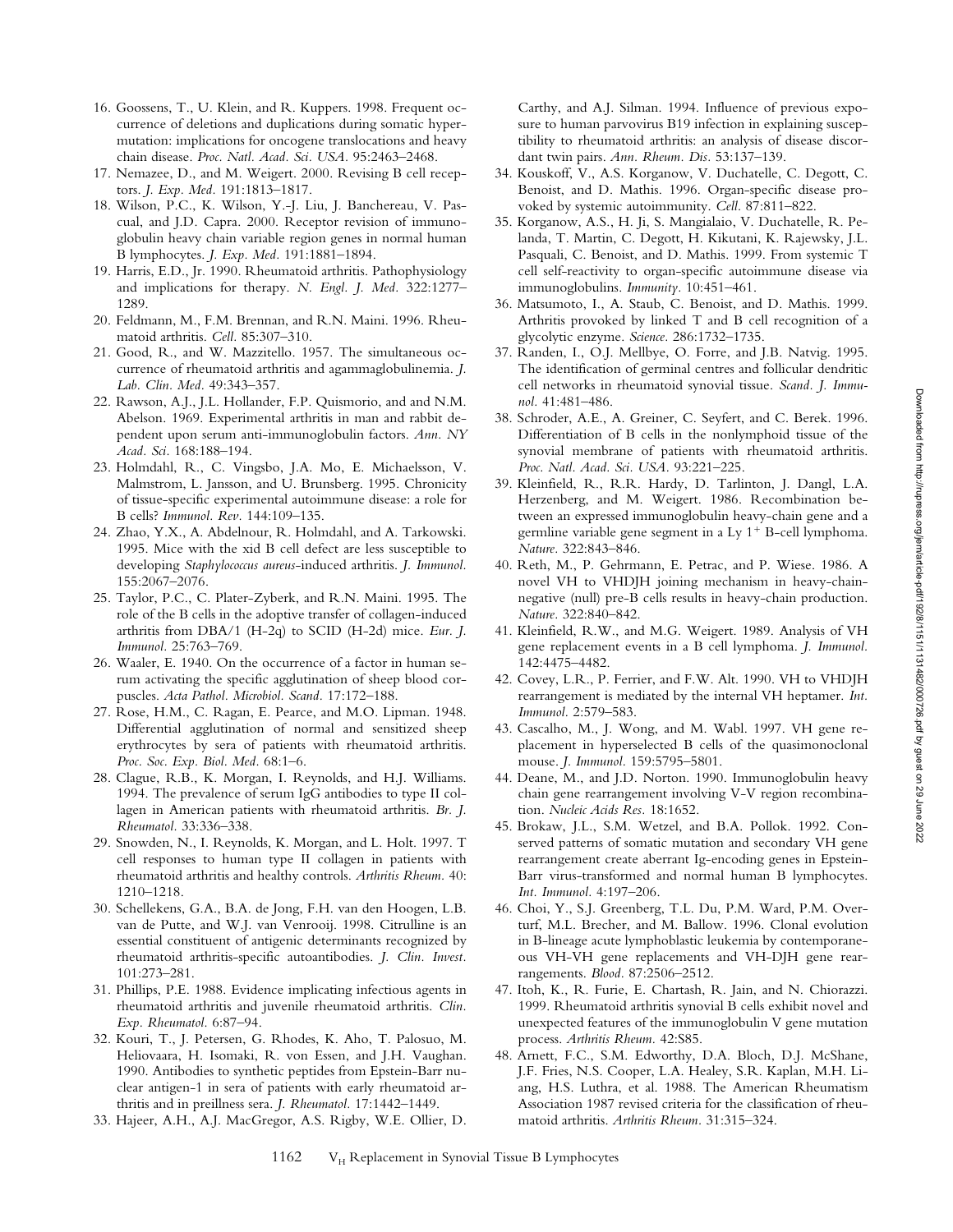16. Goossens, T., U. Klein, and R. Kuppers. 1998. Frequent occurrence of deletions and duplications during somatic hypermutation: implications for oncogene translocations and heavy chain disease. *Proc. Natl. Acad. Sci. USA*. 95:2463–2468.
17. Nemazee, D., and M. Weigert. 2000. Revising B cell receptors. *J. Exp. Med*. 191:1813–1817.
18. Wilson, P.C., K. Wilson, Y.-J. Liu, J. Banchereau, V. Pascual, and J.D. Capra. 2000. Receptor revision of immunoglobulin heavy chain variable region genes in normal human B lymphocytes. *J. Exp. Med*. 191:1881–1894.
19. Harris, E.D., Jr. 1990. Rheumatoid arthritis. Pathophysiology and implications for therapy. *N. Engl. J. Med*. 322:1277–1289.
20. Feldmann, M., F.M. Brennan, and R.N. Maini. 1996. Rheumatoid arthritis. *Cell*. 85:307–310.
21. Good, R., and W. Mazzitello. 1957. The simultaneous occurrence of rheumatoid arthritis and agammaglobulinemia. *J. Lab. Clin. Med*. 49:343–357.
22. Rawson, A.J., J.L. Hollander, F.P. Quismorio, and and N.M. Abelson. 1969. Experimental arthritis in man and rabbit dependent upon serum anti-immunoglobulin factors. *Ann. NY Acad. Sci*. 168:188–194.
23. Holmdahl, R., C. Vingsbo, J.A. Mo, E. Michaelsson, V. Malmstrom, L. Jansson, and U. Brunsberg. 1995. Chronicity of tissue-specific experimental autoimmune disease: a role for B cells? *Immunol. Rev*. 144:109–135.
24. Zhao, Y.X., A. Abdelnour, R. Holmdahl, and A. Tarkowski. 1995. Mice with the xid B cell defect are less susceptible to developing *Staphylococcus aureus*-induced arthritis. *J. Immunol*. 155:2067–2076.
25. Taylor, P.C., C. Plater-Zyberk, and R.N. Maini. 1995. The role of the B cells in the adoptive transfer of collagen-induced arthritis from DBA/1 (H-2q) to SCID (H-2d) mice. *Eur. J. Immunol*. 25:763–769.
26. Waaler, E. 1940. On the occurrence of a factor in human serum activating the specific agglutination of sheep blood corpuscles. *Acta Pathol. Microbiol. Scand*. 17:172–188.
27. Rose, H.M., C. Ragan, E. Pearce, and M.O. Lipman. 1948. Differential agglutination of normal and sensitized sheep erythrocytes by sera of patients with rheumatoid arthritis. *Proc. Soc. Exp. Biol. Med*. 68:1–6.
28. Clague, R.B., K. Morgan, I. Reynolds, and H.J. Williams. 1994. The prevalence of serum IgG antibodies to type II collagen in American patients with rheumatoid arthritis. *Br. J. Rheumatol*. 33:336–338.
29. Snowden, N., I. Reynolds, K. Morgan, and L. Holt. 1997. T cell responses to human type II collagen in patients with rheumatoid arthritis and healthy controls. *Arthritis Rheum*. 40:1210–1218.
30. Schellekens, G.A., B.A. de Jong, F.H. van den Hoogen, L.B. van de Putte, and W.J. van Venrooij. 1998. Citrulline is an essential constituent of antigenic determinants recognized by rheumatoid arthritis-specific autoantibodies. *J. Clin. Invest*. 101:273–281.
31. Phillips, P.E. 1988. Evidence implicating infectious agents in rheumatoid arthritis and juvenile rheumatoid arthritis. *Clin. Exp. Rheumatol*. 6:87–94.
32. Kouri, T., J. Petersen, G. Rhodes, K. Aho, T. Palosuo, M. Heliovaara, H. Isomaki, R. von Essen, and J.H. Vaughan. 1990. Antibodies to synthetic peptides from Epstein-Barr nuclear antigen-1 in sera of patients with early rheumatoid arthritis and in preillness sera. *J. Rheumatol*. 17:1442–1449.
33. Hajeer, A.H., A.J. MacGregor, A.S. Rigby, W.E. Ollier, D. Carthy, and A.J. Silman. 1994. Influence of previous exposure to human parvovirus B19 infection in explaining susceptibility to rheumatoid arthritis: an analysis of disease discordant twin pairs. *Ann. Rheum. Dis*. 53:137–139.
34. Kouskoff, V., A.S. Korganow, V. Duchatelle, C. Degott, C. Benoist, and D. Mathis. 1996. Organ-specific disease provoked by systemic autoimmunity. *Cell*. 87:811–822.
35. Korganow, A.S., H. Ji, S. Mangialaio, V. Duchatelle, R. Pelanda, T. Martin, C. Degott, H. Kikutani, K. Rajewsky, J.L. Pasquali, C. Benoist, and D. Mathis. 1999. From systemic T cell self-reactivity to organ-specific autoimmune disease via immunoglobulins. *Immunity*. 10:451–461.
36. Matsumoto, I., A. Staub, C. Benoist, and D. Mathis. 1999. Arthritis provoked by linked T and B cell recognition of a glycolytic enzyme. *Science*. 286:1732–1735.
37. Randen, I., O.J. Mellbye, O. Forre, and J.B. Natvig. 1995. The identification of germinal centres and follicular dendritic cell networks in rheumatoid synovial tissue. *Scand. J. Immunol*. 41:481–486.
38. Schroder, A.E., A. Greiner, C. Seyfert, and C. Berek. 1996. Differentiation of B cells in the nonlymphoid tissue of the synovial membrane of patients with rheumatoid arthritis. *Proc. Natl. Acad. Sci. USA*. 93:221–225.
39. Kleinfield, R., R.R. Hardy, D. Tarlinton, J. Dangl, L.A. Herzenberg, and M. Weigert. 1986. Recombination between an expressed immunoglobulin heavy-chain gene and a germline variable gene segment in a Ly 1+ B-cell lymphoma. *Nature*. 322:843–846.
40. Reth, M., P. Gehrmann, E. Petrac, and P. Wiese. 1986. A novel VH to VHDJH joining mechanism in heavy-chain-negative (null) pre-B cells results in heavy-chain production. *Nature*. 322:840–842.
41. Kleinfield, R.W., and M.G. Weigert. 1989. Analysis of VH gene replacement events in a B cell lymphoma. *J. Immunol*. 142:4475–4482.
42. Covey, L.R., P. Ferrier, and F.W. Alt. 1990. VH to VHDJH rearrangement is mediated by the internal VH heptamer. *Int. Immunol*. 2:579–583.
43. Cascalho, M., J. Wong, and M. Wabl. 1997. VH gene replacement in hyperselected B cells of the quasimonoclonal mouse. *J. Immunol*. 159:5795–5801.
44. Deane, M., and J.D. Norton. 1990. Immunoglobulin heavy chain gene rearrangement involving V-V region recombination. *Nucleic Acids Res*. 18:1652.
45. Brokaw, J.L., S.M. Wetzel, and B.A. Pollok. 1992. Conserved patterns of somatic mutation and secondary VH gene rearrangement create aberrant Ig-encoding genes in Epstein-Barr virus-transformed and normal human B lymphocytes. *Int. Immunol*. 4:197–206.
46. Choi, Y., S.J. Greenberg, T.L. Du, P.M. Ward, P.M. Overturf, M.L. Brecher, and M. Ballow. 1996. Clonal evolution in B-lineage acute lymphoblastic leukemia by contemporaneous VH-VH gene replacements and VH-DJH gene rearrangements. *Blood*. 87:2506–2512.
47. Itoh, K., R. Furie, E. Chartash, R. Jain, and N. Chiorazzi. 1999. Rheumatoid arthritis synovial B cells exhibit novel and unexpected features of the immunoglobulin V gene mutation process. *Arthritis Rheum*. 42:S85.
48. Arnett, F.C., S.M. Edworthy, D.A. Bloch, D.J. McShane, J.F. Fries, N.S. Cooper, L.A. Healey, S.R. Kaplan, M.H. Liang, H.S. Luthra, et al. 1988. The American Rheumatism Association 1987 revised criteria for the classification of rheumatoid arthritis. *Arthritis Rheum*. 31:315–324.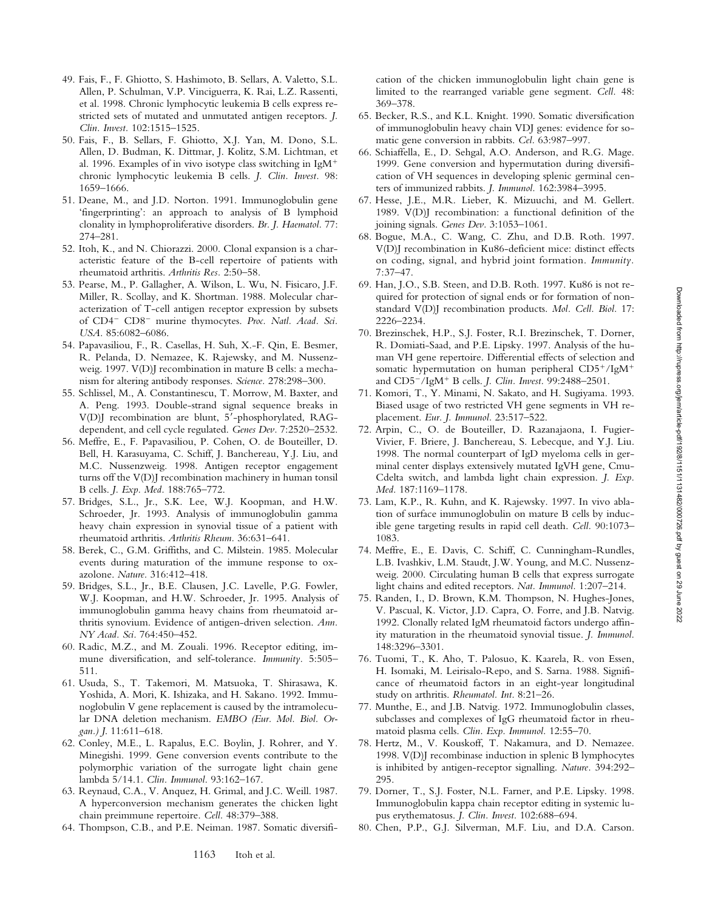49. Fais, F., F. Ghiotto, S. Hashimoto, B. Sellars, A. Valetto, S.L. Allen, P. Schulman, V.P. Vinciguerra, K. Rai, L.Z. Rassenti, et al. 1998. Chronic lymphocytic leukemia B cells express restricted sets of mutated and unmutated antigen receptors. *J. Clin. Invest.* 102:1515–1525.
50. Fais, F., B. Sellars, F. Ghiotto, X.J. Yan, M. Dono, S.L. Allen, D. Budman, K. Dittmar, J. Kolitz, S.M. Lichtman, et al. 1996. Examples of in vivo isotype class switching in IgM+ chronic lymphocytic leukemia B cells. *J. Clin. Invest.* 98: 1659–1666.
51. Deane, M., and J.D. Norton. 1991. Immunoglobulin gene 'fingerprinting': an approach to analysis of B lymphoid clonality in lymphoproliferative disorders. *Br. J. Haematol.* 77: 274–281.
52. Itoh, K., and N. Chiorazzi. 2000. Clonal expansion is a characteristic feature of the B-cell repertoire of patients with rheumatoid arthritis. *Arthritis Res.* 2:50–58.
53. Pearse, M., P. Gallagher, A. Wilson, L. Wu, N. Fisicaro, J.F. Miller, R. Scollay, and K. Shortman. 1988. Molecular characterization of T-cell antigen receptor expression by subsets of CD4− CD8− murine thymocytes. *Proc. Natl. Acad. Sci. USA.* 85:6082–6086.
54. Papavasiliou, F., R. Casellas, H. Suh, X.-F. Qin, E. Besmer, R. Pelanda, D. Nemazee, K. Rajewsky, and M. Nussenzweig. 1997. V(D)J recombination in mature B cells: a mechanism for altering antibody responses. *Science.* 278:298–300.
55. Schlissel, M., A. Constantinescu, T. Morrow, M. Baxter, and A. Peng. 1993. Double-strand signal sequence breaks in V(D)J recombination are blunt, 5′-phosphorylated, RAG-dependent, and cell cycle regulated. *Genes Dev.* 7:2520–2532.
56. Meffre, E., F. Papavasiliou, P. Cohen, O. de Bouteiller, D. Bell, H. Karasuyama, C. Schiff, J. Banchereau, Y.J. Liu, and M.C. Nussenzweig. 1998. Antigen receptor engagement turns off the V(D)J recombination machinery in human tonsil B cells. *J. Exp. Med.* 188:765–772.
57. Bridges, S.L., Jr., S.K. Lee, W.J. Koopman, and H.W. Schroeder, Jr. 1993. Analysis of immunoglobulin gamma heavy chain expression in synovial tissue of a patient with rheumatoid arthritis. *Arthritis Rheum.* 36:631–641.
58. Berek, C., G.M. Griffiths, and C. Milstein. 1985. Molecular events during maturation of the immune response to oxazolone. *Nature.* 316:412–418.
59. Bridges, S.L., Jr., B.E. Clausen, J.C. Lavelle, P.G. Fowler, W.J. Koopman, and H.W. Schroeder, Jr. 1995. Analysis of immunoglobulin gamma heavy chains from rheumatoid arthritis synovium. Evidence of antigen-driven selection. *Ann. NY Acad. Sci.* 764:450–452.
60. Radic, M.Z., and M. Zouali. 1996. Receptor editing, immune diversification, and self-tolerance. *Immunity.* 5:505–511.
61. Usuda, S., T. Takemori, M. Matsuoka, T. Shirasawa, K. Yoshida, A. Mori, K. Ishizaka, and H. Sakano. 1992. Immunoglobulin V gene replacement is caused by the intramolecular DNA deletion mechanism. *EMBO (Eur. Mol. Biol. Organ.) J.* 11:611–618.
62. Conley, M.E., L. Rapalus, E.C. Boylin, J. Rohrer, and Y. Minegishi. 1999. Gene conversion events contribute to the polymorphic variation of the surrogate light chain gene lambda 5/14.1. *Clin. Immunol.* 93:162–167.
63. Reynaud, C.A., V. Anquez, H. Grimal, and J.C. Weill. 1987. A hyperconversion mechanism generates the chicken light chain preimmune repertoire. *Cell.* 48:379–388.
64. Thompson, C.B., and P.E. Neiman. 1987. Somatic diversification of the chicken immunoglobulin light chain gene is limited to the rearranged variable gene segment. *Cell.* 48: 369–378.
65. Becker, R.S., and K.L. Knight. 1990. Somatic diversification of immunoglobulin heavy chain VDJ genes: evidence for somatic gene conversion in rabbits. *Cel.* 63:987–997.
66. Schiaffella, E., D. Sehgal, A.O. Anderson, and R.G. Mage. 1999. Gene conversion and hypermutation during diversification of VH sequences in developing splenic germinal centers of immunized rabbits. *J. Immunol.* 162:3984–3995.
67. Hesse, J.E., M.R. Lieber, K. Mizuuchi, and M. Gellert. 1989. V(D)J recombination: a functional definition of the joining signals. *Genes Dev.* 3:1053–1061.
68. Bogue, M.A., C. Wang, C. Zhu, and D.B. Roth. 1997. V(D)J recombination in Ku86-deficient mice: distinct effects on coding, signal, and hybrid joint formation. *Immunity.* 7:37–47.
69. Han, J.O., S.B. Steen, and D.B. Roth. 1997. Ku86 is not required for protection of signal ends or for formation of nonstandard V(D)J recombination products. *Mol. Cell. Biol.* 17: 2226–2234.
70. Brezinschek, H.P., S.J. Foster, R.I. Brezinschek, T. Dorner, R. Domiati-Saad, and P.E. Lipsky. 1997. Analysis of the human VH gene repertoire. Differential effects of selection and somatic hypermutation on human peripheral CD5+/IgM+ and CD5−/IgM+ B cells. *J. Clin. Invest.* 99:2488–2501.
71. Komori, T., Y. Minami, N. Sakato, and H. Sugiyama. 1993. Biased usage of two restricted VH gene segments in VH replacement. *Eur. J. Immunol.* 23:517–522.
72. Arpin, C., O. de Bouteiller, D. Razanajaona, I. Fugier-Vivier, F. Briere, J. Banchereau, S. Lebecque, and Y.J. Liu. 1998. The normal counterpart of IgD myeloma cells in germinal center displays extensively mutated IgVH gene, Cmu-Cdelta switch, and lambda light chain expression. *J. Exp. Med.* 187:1169–1178.
73. Lam, K.P., R. Kuhn, and K. Rajewsky. 1997. In vivo ablation of surface immunoglobulin on mature B cells by inducible gene targeting results in rapid cell death. *Cell.* 90:1073–1083.
74. Meffre, E., E. Davis, C. Schiff, C. Cunningham-Rundles, L.B. Ivashkiv, L.M. Staudt, J.W. Young, and M.C. Nussenzweig. 2000. Circulating human B cells that express surrogate light chains and edited receptors. *Nat. Immunol.* 1:207–214.
75. Randen, I., D. Brown, K.M. Thompson, N. Hughes-Jones, V. Pascual, K. Victor, J.D. Capra, O. Forre, and J.B. Natvig. 1992. Clonally related IgM rheumatoid factors undergo affinity maturation in the rheumatoid synovial tissue. *J. Immunol.* 148:3296–3301.
76. Tuomi, T., K. Aho, T. Palosuo, K. Kaarela, R. von Essen, H. Isomaki, M. Leirisalo-Repo, and S. Sarna. 1988. Significance of rheumatoid factors in an eight-year longitudinal study on arthritis. *Rheumatol. Int.* 8:21–26.
77. Munthe, E., and J.B. Natvig. 1972. Immunoglobulin classes, subclasses and complexes of IgG rheumatoid factor in rheumatoid plasma cells. *Clin. Exp. Immunol.* 12:55–70.
78. Hertz, M., V. Kouskoff, T. Nakamura, and D. Nemazee. 1998. V(D)J recombinase induction in splenic B lymphocytes is inhibited by antigen-receptor signalling. *Nature.* 394:292–295.
79. Dorner, T., S.J. Foster, N.L. Farner, and P.E. Lipsky. 1998. Immunoglobulin kappa chain receptor editing in systemic lupus erythematosus. *J. Clin. Invest.* 102:688–694.
80. Chen, P.P., G.J. Silverman, M.F. Liu, and D.A. Carson.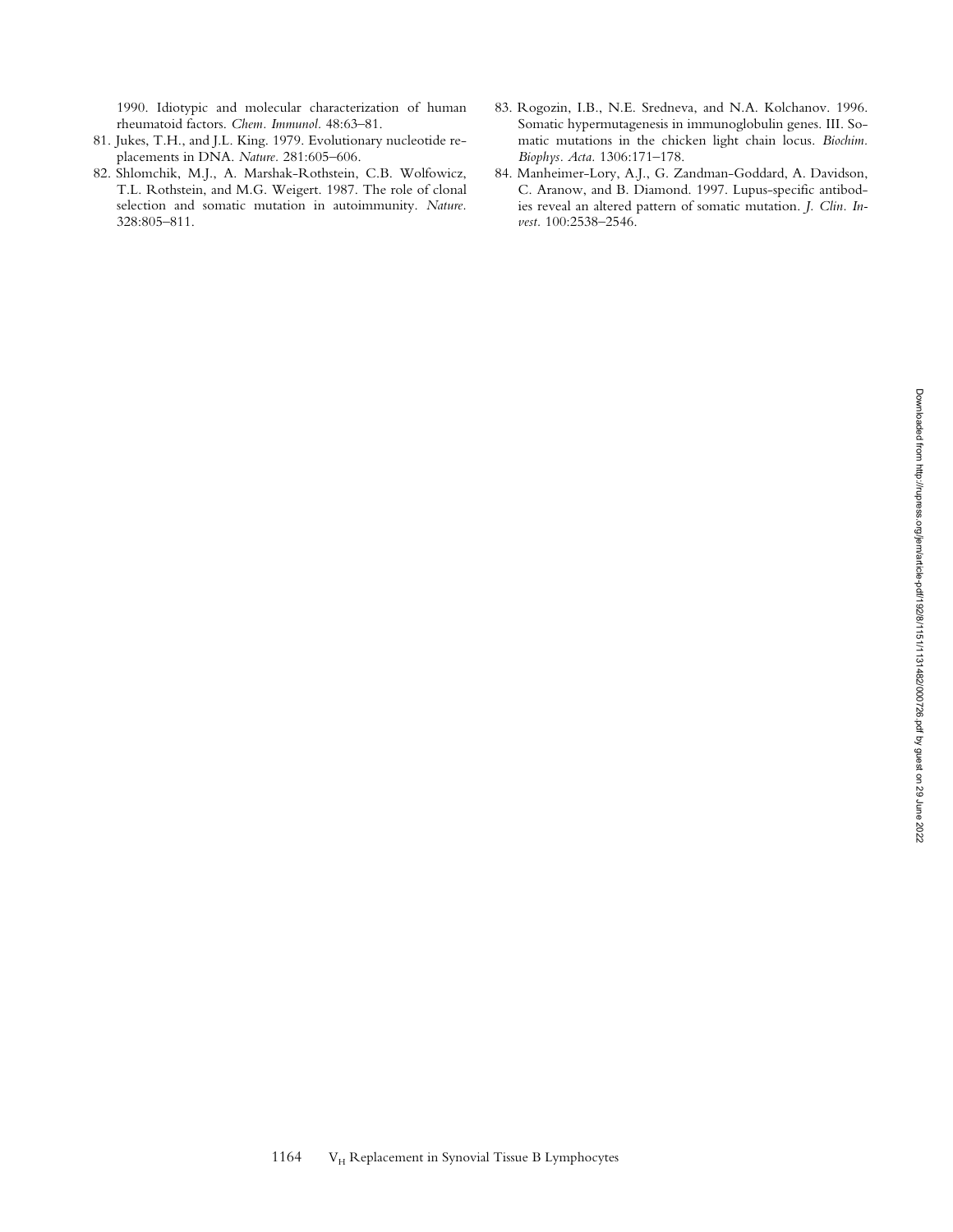1990. Idiotypic and molecular characterization of human rheumatoid factors. *Chem. Immunol.* 48:63–81.

81. Jukes, T.H., and J.L. King. 1979. Evolutionary nucleotide replacements in DNA. *Nature.* 281:605–606.

82. Shlomchik, M.J., A. Marshak-Rothstein, C.B. Wolfowicz, T.L. Rothstein, and M.G. Weigert. 1987. The role of clonal selection and somatic mutation in autoimmunity. *Nature.* 328:805–811.

83. Rogozin, I.B., N.E. Sredneva, and N.A. Kolchanov. 1996. Somatic hypermutagenesis in immunoglobulin genes. III. Somatic mutations in the chicken light chain locus. *Biochim. Biophys. Acta.* 1306:171–178.

84. Manheimer-Lory, A.J., G. Zandman-Goddard, A. Davidson, C. Aranow, and B. Diamond. 1997. Lupus-specific antibodies reveal an altered pattern of somatic mutation. *J. Clin. Invest.* 100:2538–2546.